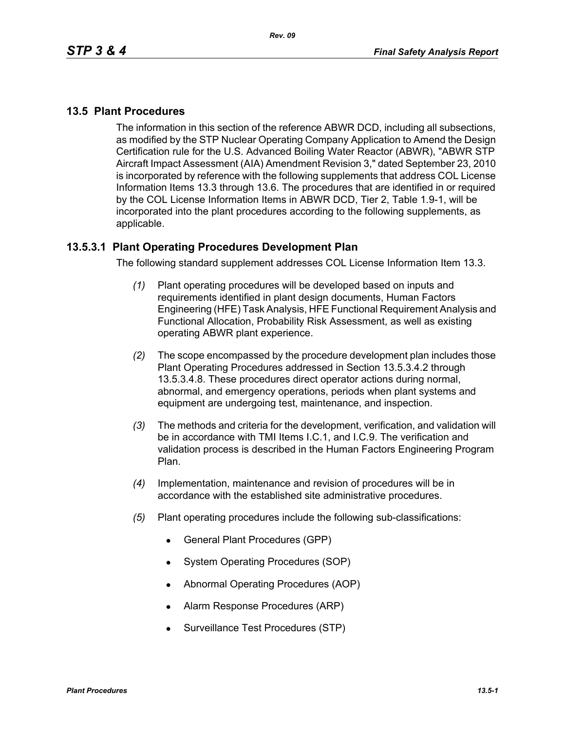## 13.5 Plant Procedures

The information in this section of the reference ABWR DCD, including all subsections, as modified by the STP Nuclear Operating Company Application to Amend the Design Certification rule for the U.S. Advanced Boiling Water Reactor (ABWR), "ABWR STP Aircraft Impact Assessment (AIA) Amendment Revision 3," dated September 23, 2010 is incorporated by reference with the following supplements that address COL License Information Items 13.3 through 13.6. The procedures that are identified in or required by the COL License Information Items in ABWR DCD, Tier 2, Table 1.9-1, will be incorporated into the plant procedures according to the following supplements, as applicable.

### 13.5.3.1 Plant Operating Procedures Development Plan

The following standard supplement addresses COL License Information Item 13.3.

*(1)* Plant operating procedures will be developed based on inputs and requirements identified in plant design documents, Human Factors Engineering (HFE) Task Analysis, HFE Functional Requirement Analysis and Functional Allocation, Probability Risk Assessment, as well as existing operating ABWR plant experience.

*(2)* The scope encompassed by the procedure development plan includes those Plant Operating Procedures addressed in Section 13.5.3.4.2 through 13.5.3.4.8. These procedures direct operator actions during normal, abnormal, and emergency operations, periods when plant systems and equipment are undergoing test, maintenance, and inspection.

*(3)* The methods and criteria for the development, verification, and validation will be in accordance with TMI Items I.C.1, and I.C.9. The verification and validation process is described in the Human Factors Engineering Program Plan.

*(4)* Implementation, maintenance and revision of procedures will be in accordance with the established site administrative procedures.

*(5)* Plant operating procedures include the following sub-classifications:

- General Plant Procedures (GPP)
- System Operating Procedures (SOP)
- Abnormal Operating Procedures (AOP)
- Alarm Response Procedures (ARP)
- Surveillance Test Procedures (STP)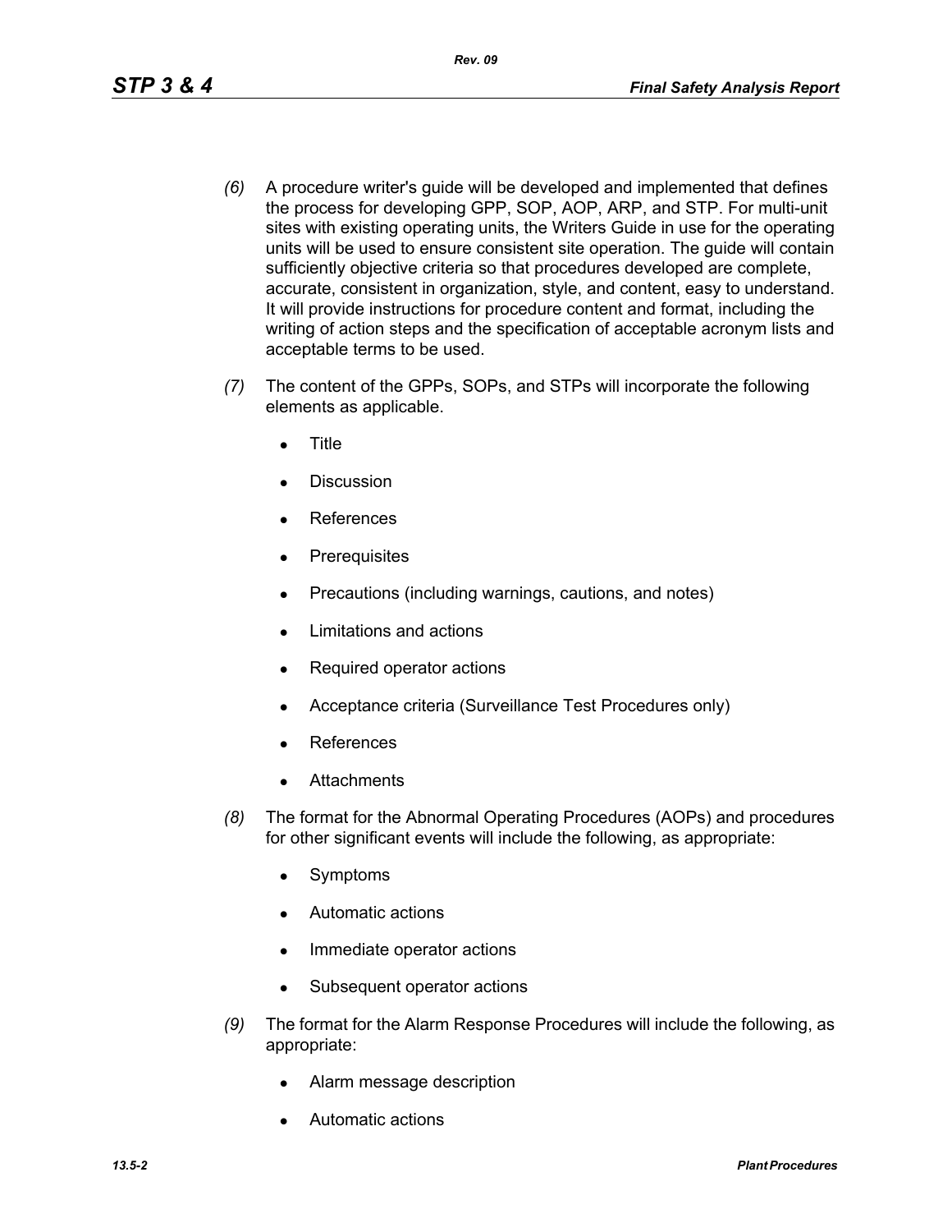*(6)* A procedure writer's guide will be developed and implemented that defines the process for developing GPP, SOP, AOP, ARP, and STP. For multi-unit sites with existing operating units, the Writers Guide in use for the operating units will be used to ensure consistent site operation. The guide will contain sufficiently objective criteria so that procedures developed are complete, accurate, consistent in organization, style, and content, easy to understand. It will provide instructions for procedure content and format, including the writing of action steps and the specification of acceptable acronym lists and acceptable terms to be used.

*(7)* The content of the GPPs, SOPs, and STPs will incorporate the following elements as applicable.

- Title
- Discussion
- References
- Prerequisites
- Precautions (including warnings, cautions, and notes)
- Limitations and actions
- Required operator actions
- Acceptance criteria (Surveillance Test Procedures only)
- References
- Attachments

*(8)* The format for the Abnormal Operating Procedures (AOPs) and procedures for other significant events will include the following, as appropriate:

- Symptoms
- Automatic actions
- Immediate operator actions
- Subsequent operator actions

*(9)* The format for the Alarm Response Procedures will include the following, as appropriate:

- Alarm message description
- Automatic actions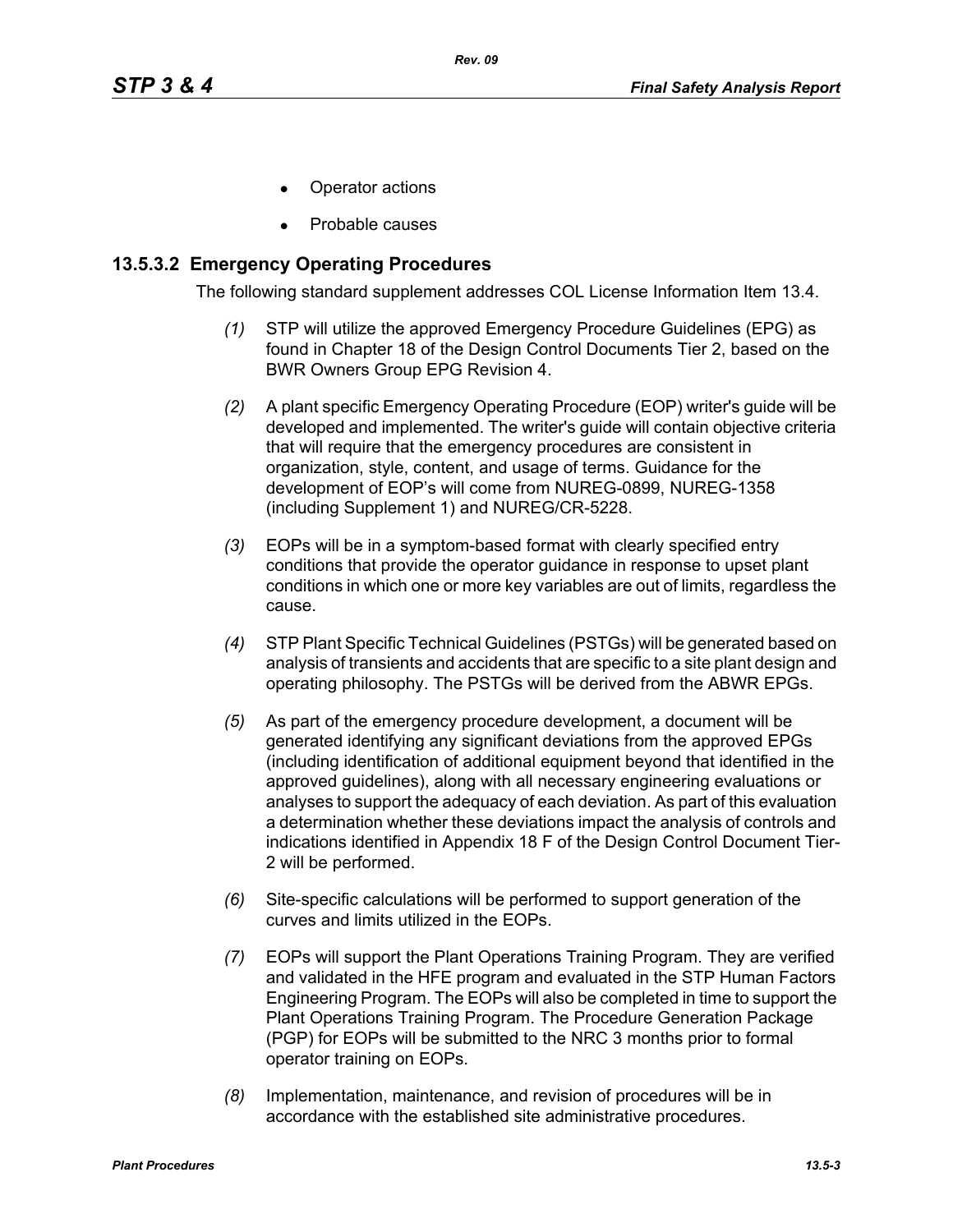- Operator actions
- Probable causes

### 13.5.3.2 Emergency Operating Procedures

The following standard supplement addresses COL License Information Item 13.4.

*(1)* STP will utilize the approved Emergency Procedure Guidelines (EPG) as found in Chapter 18 of the Design Control Documents Tier 2, based on the BWR Owners Group EPG Revision 4.

*(2)* A plant specific Emergency Operating Procedure (EOP) writer's guide will be developed and implemented. The writer's guide will contain objective criteria that will require that the emergency procedures are consistent in organization, style, content, and usage of terms. Guidance for the development of EOP's will come from NUREG-0899, NUREG-1358 (including Supplement 1) and NUREG/CR-5228.

*(3)* EOPs will be in a symptom-based format with clearly specified entry conditions that provide the operator guidance in response to upset plant conditions in which one or more key variables are out of limits, regardless the cause.

*(4)* STP Plant Specific Technical Guidelines (PSTGs) will be generated based on analysis of transients and accidents that are specific to a site plant design and operating philosophy. The PSTGs will be derived from the ABWR EPGs.

*(5)* As part of the emergency procedure development, a document will be generated identifying any significant deviations from the approved EPGs (including identification of additional equipment beyond that identified in the approved guidelines), along with all necessary engineering evaluations or analyses to support the adequacy of each deviation. As part of this evaluation a determination whether these deviations impact the analysis of controls and indications identified in Appendix 18 F of the Design Control Document Tier-2 will be performed.

*(6)* Site-specific calculations will be performed to support generation of the curves and limits utilized in the EOPs.

*(7)* EOPs will support the Plant Operations Training Program. They are verified and validated in the HFE program and evaluated in the STP Human Factors Engineering Program. The EOPs will also be completed in time to support the Plant Operations Training Program. The Procedure Generation Package (PGP) for EOPs will be submitted to the NRC 3 months prior to formal operator training on EOPs.

*(8)* Implementation, maintenance, and revision of procedures will be in accordance with the established site administrative procedures.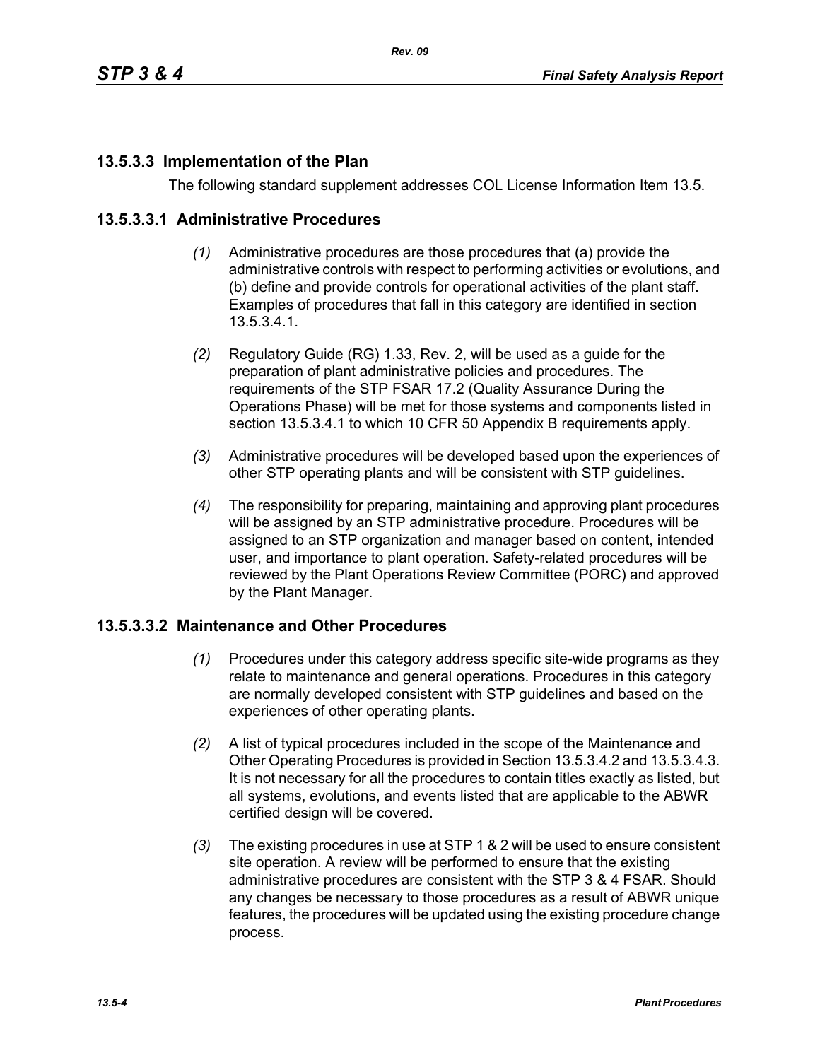### 13.5.3.3 Implementation of the Plan

The following standard supplement addresses COL License Information Item 13.5.

#### 13.5.3.3.1 Administrative Procedures

*(1)* Administrative procedures are those procedures that (a) provide the administrative controls with respect to performing activities or evolutions, and (b) define and provide controls for operational activities of the plant staff. Examples of procedures that fall in this category are identified in section 13.5.3.4.1.

*(2)* Regulatory Guide (RG) 1.33, Rev. 2, will be used as a guide for the preparation of plant administrative policies and procedures. The requirements of the STP FSAR 17.2 (Quality Assurance During the Operations Phase) will be met for those systems and components listed in section 13.5.3.4.1 to which 10 CFR 50 Appendix B requirements apply.

*(3)* Administrative procedures will be developed based upon the experiences of other STP operating plants and will be consistent with STP guidelines.

*(4)* The responsibility for preparing, maintaining and approving plant procedures will be assigned by an STP administrative procedure. Procedures will be assigned to an STP organization and manager based on content, intended user, and importance to plant operation. Safety-related procedures will be reviewed by the Plant Operations Review Committee (PORC) and approved by the Plant Manager.

#### 13.5.3.3.2 Maintenance and Other Procedures

*(1)* Procedures under this category address specific site-wide programs as they relate to maintenance and general operations. Procedures in this category are normally developed consistent with STP guidelines and based on the experiences of other operating plants.

*(2)* A list of typical procedures included in the scope of the Maintenance and Other Operating Procedures is provided in Section 13.5.3.4.2 and 13.5.3.4.3. It is not necessary for all the procedures to contain titles exactly as listed, but all systems, evolutions, and events listed that are applicable to the ABWR certified design will be covered.

*(3)* The existing procedures in use at STP 1 & 2 will be used to ensure consistent site operation. A review will be performed to ensure that the existing administrative procedures are consistent with the STP 3 & 4 FSAR. Should any changes be necessary to those procedures as a result of ABWR unique features, the procedures will be updated using the existing procedure change process.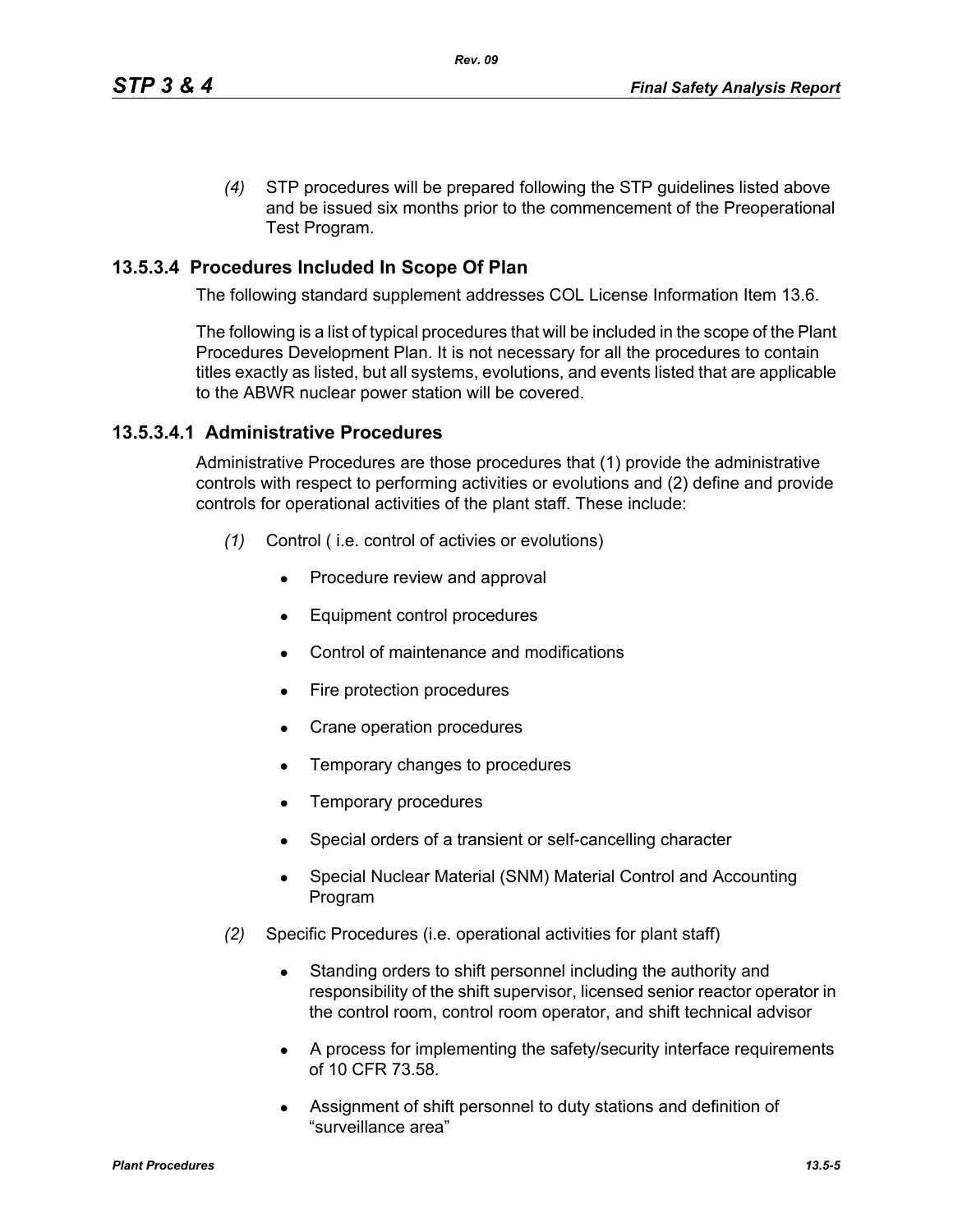*(4)* STP procedures will be prepared following the STP guidelines listed above and be issued six months prior to the commencement of the Preoperational Test Program.

### 13.5.3.4 Procedures Included In Scope Of Plan

The following standard supplement addresses COL License Information Item 13.6.

The following is a list of typical procedures that will be included in the scope of the Plant Procedures Development Plan. It is not necessary for all the procedures to contain titles exactly as listed, but all systems, evolutions, and events listed that are applicable to the ABWR nuclear power station will be covered.

#### 13.5.3.4.1 Administrative Procedures

Administrative Procedures are those procedures that (1) provide the administrative controls with respect to performing activities or evolutions and (2) define and provide controls for operational activities of the plant staff. These include:

*(1)* Control ( i.e. control of activies or evolutions)

- Procedure review and approval
- Equipment control procedures
- Control of maintenance and modifications
- Fire protection procedures
- Crane operation procedures
- Temporary changes to procedures
- Temporary procedures
- Special orders of a transient or self-cancelling character
- Special Nuclear Material (SNM) Material Control and Accounting Program

*(2)* Specific Procedures (i.e. operational activities for plant staff)

- Standing orders to shift personnel including the authority and responsibility of the shift supervisor, licensed senior reactor operator in the control room, control room operator, and shift technical advisor
- A process for implementing the safety/security interface requirements of 10 CFR 73.58.
- Assignment of shift personnel to duty stations and definition of "surveillance area"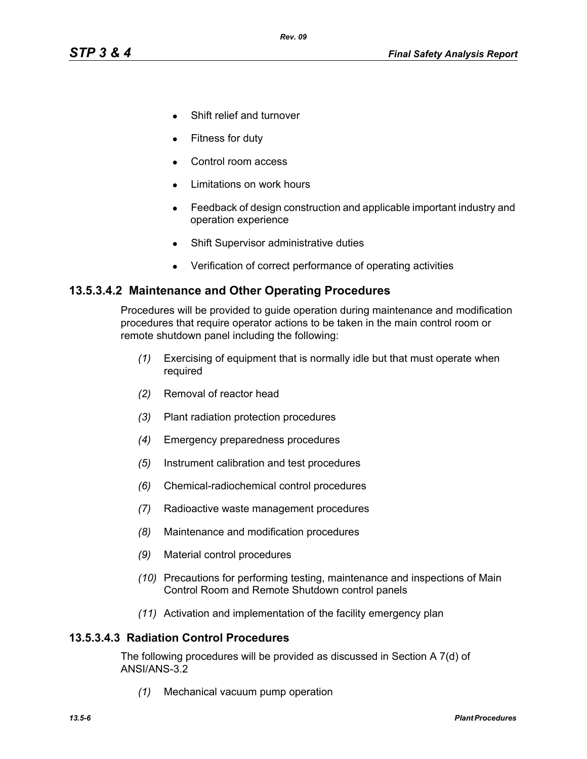- Shift relief and turnover
- Fitness for duty
- Control room access
- Limitations on work hours
- Feedback of design construction and applicable important industry and operation experience
- Shift Supervisor administrative duties
- Verification of correct performance of operating activities

### 13.5.3.4.2 Maintenance and Other Operating Procedures

Procedures will be provided to guide operation during maintenance and modification procedures that require operator actions to be taken in the main control room or remote shutdown panel including the following:

*(1)* Exercising of equipment that is normally idle but that must operate when required

*(2)* Removal of reactor head

*(3)* Plant radiation protection procedures

*(4)* Emergency preparedness procedures

*(5)* Instrument calibration and test procedures

*(6)* Chemical-radiochemical control procedures

*(7)* Radioactive waste management procedures

*(8)* Maintenance and modification procedures

*(9)* Material control procedures

*(10)* Precautions for performing testing, maintenance and inspections of Main Control Room and Remote Shutdown control panels

*(11)* Activation and implementation of the facility emergency plan

### 13.5.3.4.3 Radiation Control Procedures

The following procedures will be provided as discussed in Section A 7(d) of ANSI/ANS-3.2

*(1)* Mechanical vacuum pump operation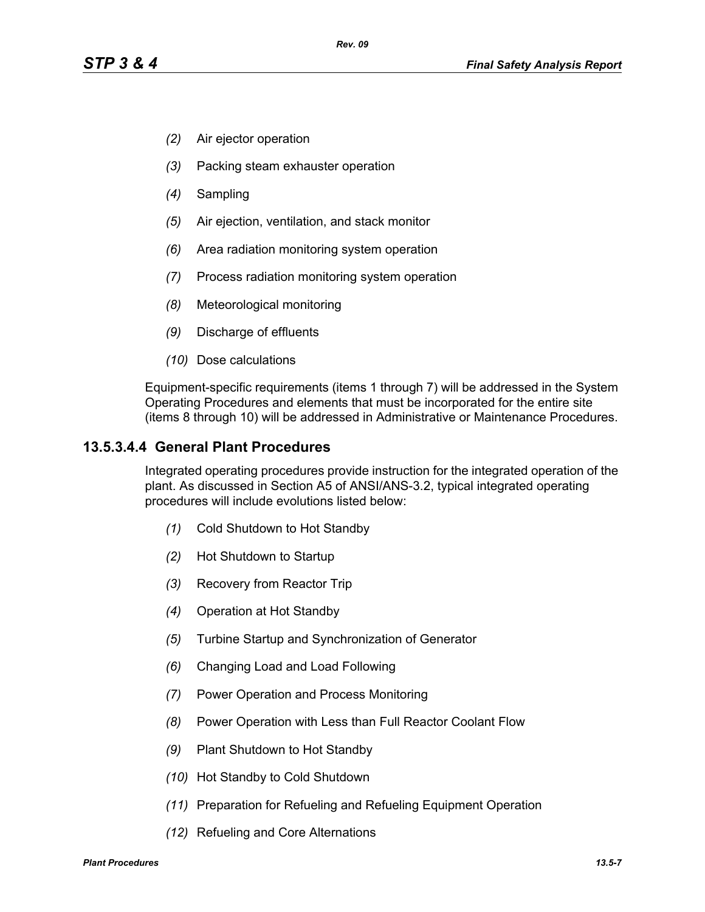- *(2)* Air ejector operation
- *(3)* Packing steam exhauster operation
- *(4)* Sampling
- *(5)* Air ejection, ventilation, and stack monitor
- *(6)* Area radiation monitoring system operation
- *(7)* Process radiation monitoring system operation
- *(8)* Meteorological monitoring
- *(9)* Discharge of effluents
- *(10)* Dose calculations

Equipment-specific requirements (items 1 through 7) will be addressed in the System Operating Procedures and elements that must be incorporated for the entire site (items 8 through 10) will be addressed in Administrative or Maintenance Procedures.

#### 13.5.3.4.4 General Plant Procedures

Integrated operating procedures provide instruction for the integrated operation of the plant. As discussed in Section A5 of ANSI/ANS-3.2, typical integrated operating procedures will include evolutions listed below:

- *(1)* Cold Shutdown to Hot Standby
- *(2)* Hot Shutdown to Startup
- *(3)* Recovery from Reactor Trip
- *(4)* Operation at Hot Standby
- *(5)* Turbine Startup and Synchronization of Generator
- *(6)* Changing Load and Load Following
- *(7)* Power Operation and Process Monitoring
- *(8)* Power Operation with Less than Full Reactor Coolant Flow
- *(9)* Plant Shutdown to Hot Standby
- *(10)* Hot Standby to Cold Shutdown
- *(11)* Preparation for Refueling and Refueling Equipment Operation
- *(12)* Refueling and Core Alternations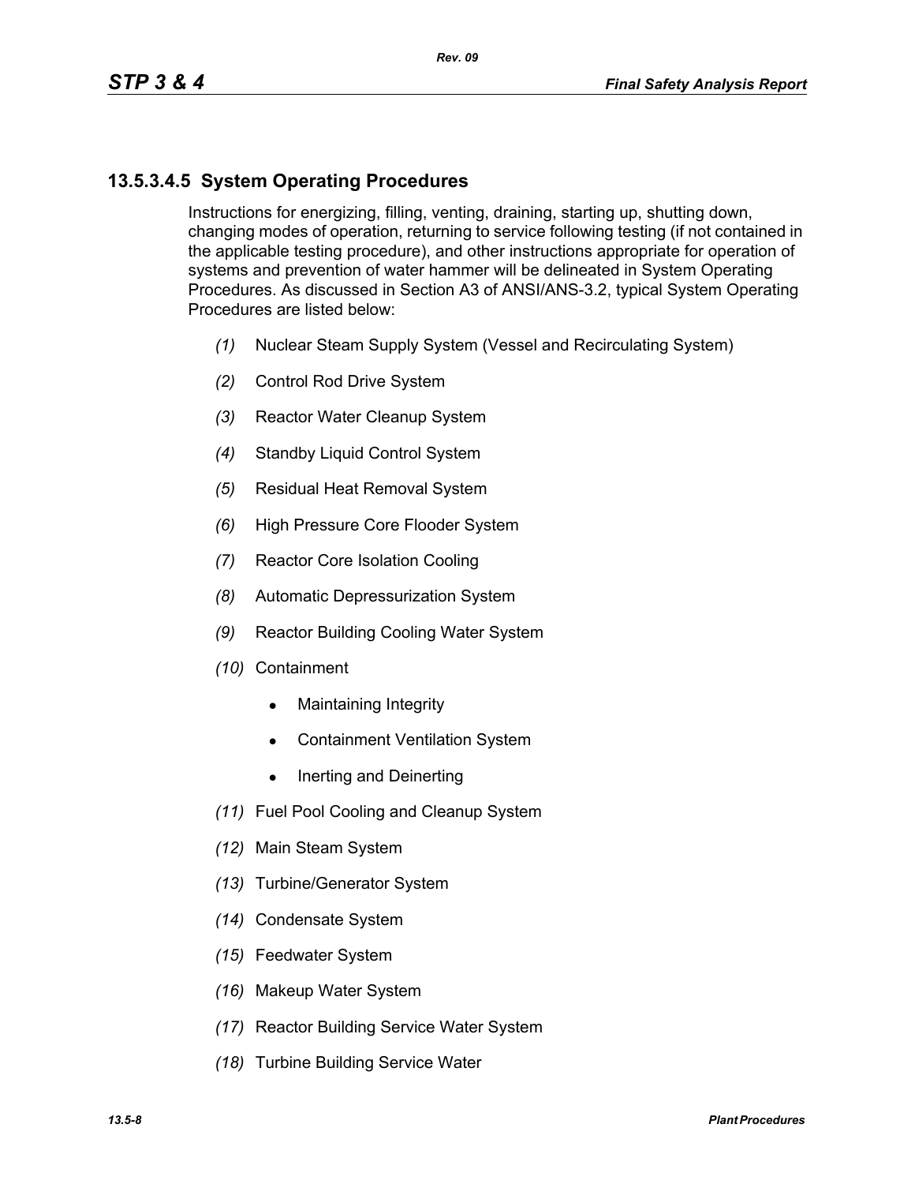### 13.5.3.4.5 System Operating Procedures

Instructions for energizing, filling, venting, draining, starting up, shutting down, changing modes of operation, returning to service following testing (if not contained in the applicable testing procedure), and other instructions appropriate for operation of systems and prevention of water hammer will be delineated in System Operating Procedures. As discussed in Section A3 of ANSI/ANS-3.2, typical System Operating Procedures are listed below:

*(1)* Nuclear Steam Supply System (Vessel and Recirculating System)

*(2)* Control Rod Drive System

*(3)* Reactor Water Cleanup System

*(4)* Standby Liquid Control System

*(5)* Residual Heat Removal System

*(6)* High Pressure Core Flooder System

*(7)* Reactor Core Isolation Cooling

*(8)* Automatic Depressurization System

*(9)* Reactor Building Cooling Water System

*(10)* Containment

- Maintaining Integrity
- Containment Ventilation System
- Inerting and Deinerting

*(11)* Fuel Pool Cooling and Cleanup System

*(12)* Main Steam System

*(13)* Turbine/Generator System

*(14)* Condensate System

*(15)* Feedwater System

*(16)* Makeup Water System

*(17)* Reactor Building Service Water System

*(18)* Turbine Building Service Water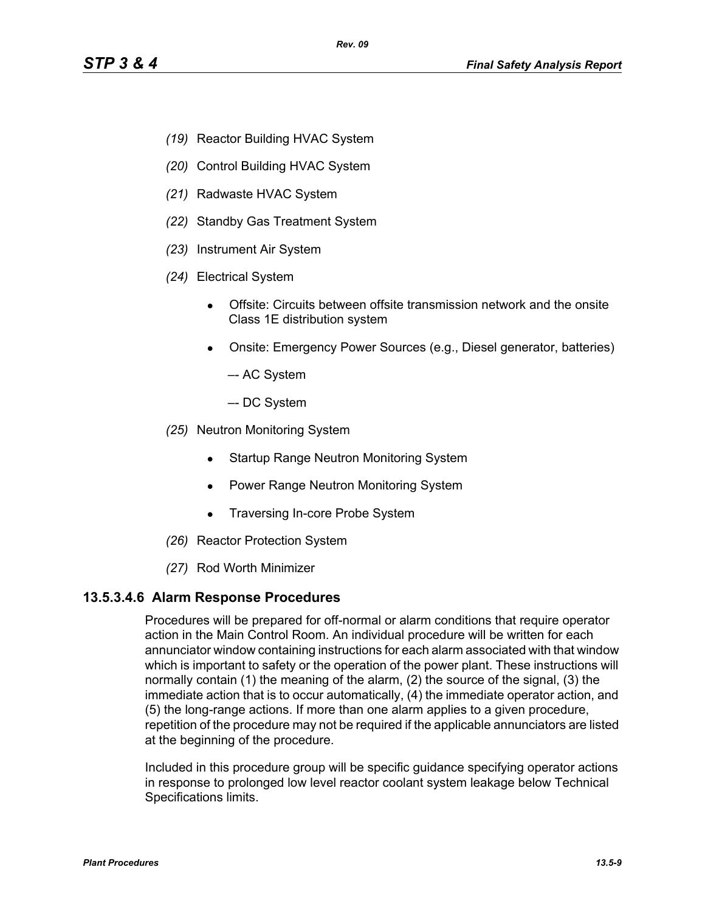*(19)* Reactor Building HVAC System

*(20)* Control Building HVAC System

*(21)* Radwaste HVAC System

*(22)* Standby Gas Treatment System

*(23)* Instrument Air System

*(24)* Electrical System

- Offsite: Circuits between offsite transmission network and the onsite Class 1E distribution system
- Onsite: Emergency Power Sources (e.g., Diesel generator, batteries)

  –- AC System

  –- DC System

*(25)* Neutron Monitoring System

- Startup Range Neutron Monitoring System
- Power Range Neutron Monitoring System
- Traversing In-core Probe System

*(26)* Reactor Protection System

*(27)* Rod Worth Minimizer

### 13.5.3.4.6 Alarm Response Procedures

Procedures will be prepared for off-normal or alarm conditions that require operator action in the Main Control Room. An individual procedure will be written for each annunciator window containing instructions for each alarm associated with that window which is important to safety or the operation of the power plant. These instructions will normally contain (1) the meaning of the alarm, (2) the source of the signal, (3) the immediate action that is to occur automatically, (4) the immediate operator action, and (5) the long-range actions. If more than one alarm applies to a given procedure, repetition of the procedure may not be required if the applicable annunciators are listed at the beginning of the procedure.

Included in this procedure group will be specific guidance specifying operator actions in response to prolonged low level reactor coolant system leakage below Technical Specifications limits.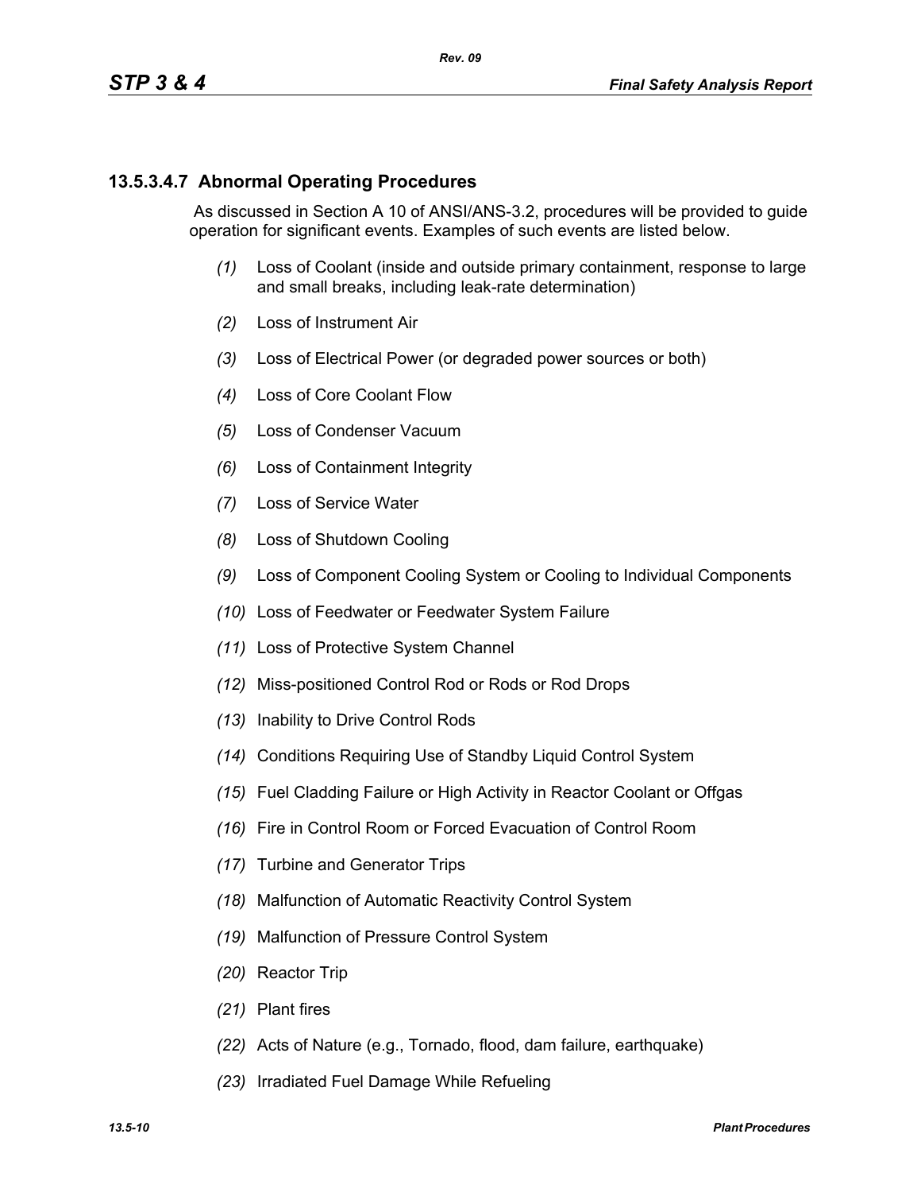#### 13.5.3.4.7 Abnormal Operating Procedures

As discussed in Section A 10 of ANSI/ANS-3.2, procedures will be provided to guide operation for significant events. Examples of such events are listed below.

*(1)* Loss of Coolant (inside and outside primary containment, response to large and small breaks, including leak-rate determination)

*(2)* Loss of Instrument Air

*(3)* Loss of Electrical Power (or degraded power sources or both)

*(4)* Loss of Core Coolant Flow

*(5)* Loss of Condenser Vacuum

*(6)* Loss of Containment Integrity

*(7)* Loss of Service Water

*(8)* Loss of Shutdown Cooling

*(9)* Loss of Component Cooling System or Cooling to Individual Components

*(10)* Loss of Feedwater or Feedwater System Failure

*(11)* Loss of Protective System Channel

*(12)* Miss-positioned Control Rod or Rods or Rod Drops

*(13)* Inability to Drive Control Rods

*(14)* Conditions Requiring Use of Standby Liquid Control System

*(15)* Fuel Cladding Failure or High Activity in Reactor Coolant or Offgas

*(16)* Fire in Control Room or Forced Evacuation of Control Room

*(17)* Turbine and Generator Trips

*(18)* Malfunction of Automatic Reactivity Control System

*(19)* Malfunction of Pressure Control System

*(20)* Reactor Trip

*(21)* Plant fires

*(22)* Acts of Nature (e.g., Tornado, flood, dam failure, earthquake)

*(23)* Irradiated Fuel Damage While Refueling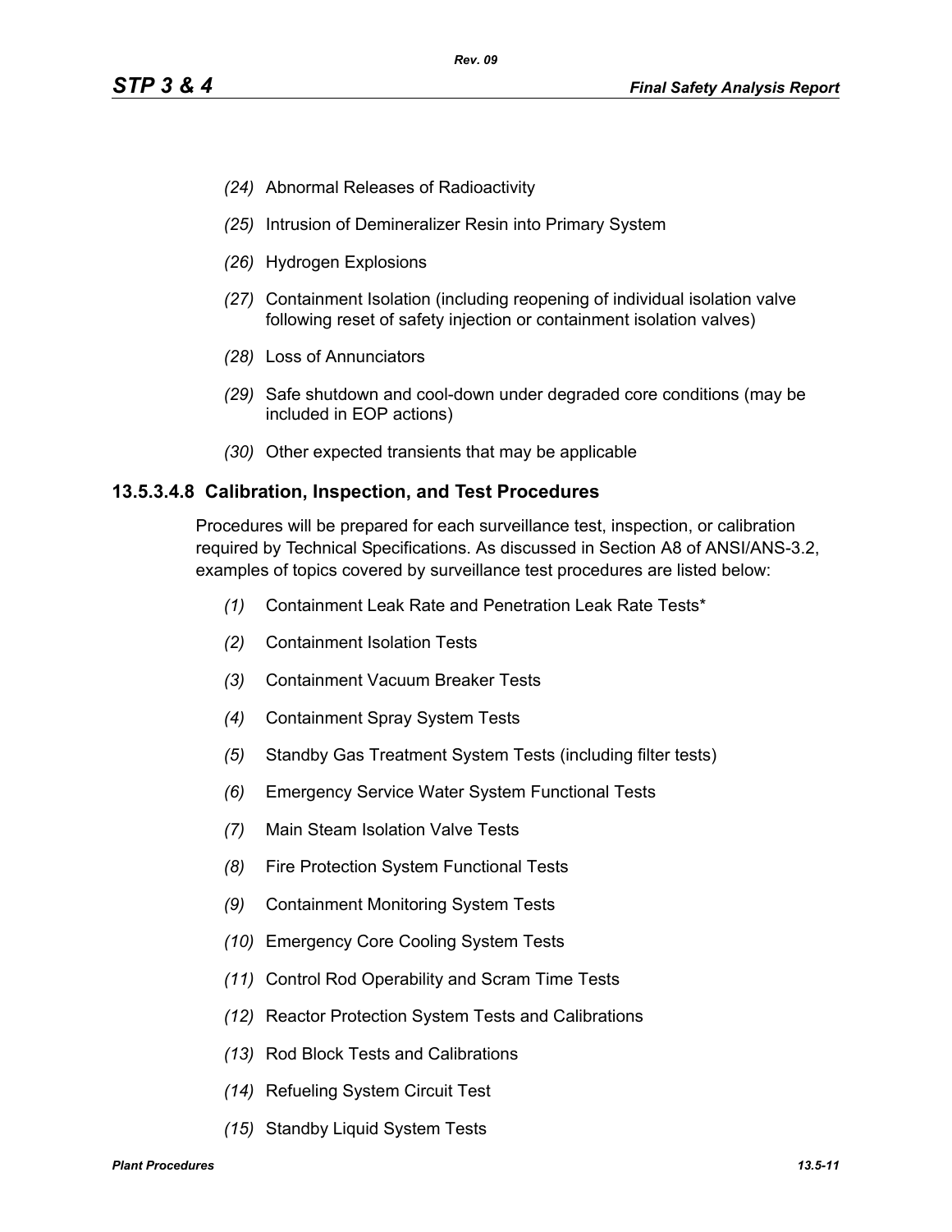*(24)* Abnormal Releases of Radioactivity

*(25)* Intrusion of Demineralizer Resin into Primary System

*(26)* Hydrogen Explosions

*(27)* Containment Isolation (including reopening of individual isolation valve following reset of safety injection or containment isolation valves)

*(28)* Loss of Annunciators

*(29)* Safe shutdown and cool-down under degraded core conditions (may be included in EOP actions)

*(30)* Other expected transients that may be applicable

### 13.5.3.4.8 Calibration, Inspection, and Test Procedures

Procedures will be prepared for each surveillance test, inspection, or calibration required by Technical Specifications. As discussed in Section A8 of ANSI/ANS-3.2, examples of topics covered by surveillance test procedures are listed below:

*(1)* Containment Leak Rate and Penetration Leak Rate Tests*

*(2)* Containment Isolation Tests

*(3)* Containment Vacuum Breaker Tests

*(4)* Containment Spray System Tests

*(5)* Standby Gas Treatment System Tests (including filter tests)

*(6)* Emergency Service Water System Functional Tests

*(7)* Main Steam Isolation Valve Tests

*(8)* Fire Protection System Functional Tests

*(9)* Containment Monitoring System Tests

*(10)* Emergency Core Cooling System Tests

*(11)* Control Rod Operability and Scram Time Tests

*(12)* Reactor Protection System Tests and Calibrations

*(13)* Rod Block Tests and Calibrations

*(14)* Refueling System Circuit Test

*(15)* Standby Liquid System Tests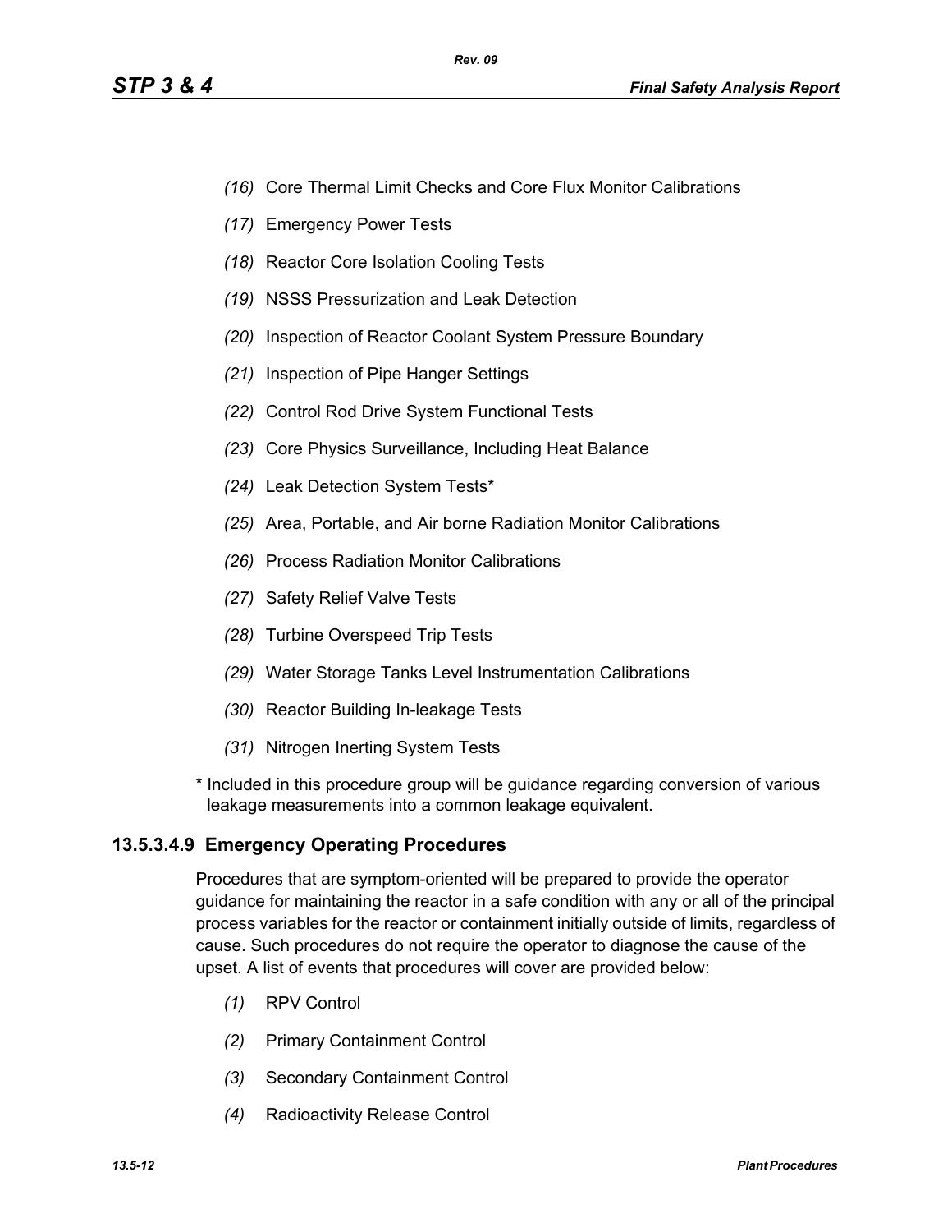*(16)* Core Thermal Limit Checks and Core Flux Monitor Calibrations

*(17)* Emergency Power Tests

*(18)* Reactor Core Isolation Cooling Tests

*(19)* NSSS Pressurization and Leak Detection

*(20)* Inspection of Reactor Coolant System Pressure Boundary

*(21)* Inspection of Pipe Hanger Settings

*(22)* Control Rod Drive System Functional Tests

*(23)* Core Physics Surveillance, Including Heat Balance

*(24)* Leak Detection System Tests*

*(25)* Area, Portable, and Air borne Radiation Monitor Calibrations

*(26)* Process Radiation Monitor Calibrations

*(27)* Safety Relief Valve Tests

*(28)* Turbine Overspeed Trip Tests

*(29)* Water Storage Tanks Level Instrumentation Calibrations

*(30)* Reactor Building In-leakage Tests

*(31)* Nitrogen Inerting System Tests

\* Included in this procedure group will be guidance regarding conversion of various leakage measurements into a common leakage equivalent.

### 13.5.3.4.9 Emergency Operating Procedures

Procedures that are symptom-oriented will be prepared to provide the operator guidance for maintaining the reactor in a safe condition with any or all of the principal process variables for the reactor or containment initially outside of limits, regardless of cause. Such procedures do not require the operator to diagnose the cause of the upset. A list of events that procedures will cover are provided below:

*(1)* RPV Control

*(2)* Primary Containment Control

*(3)* Secondary Containment Control

*(4)* Radioactivity Release Control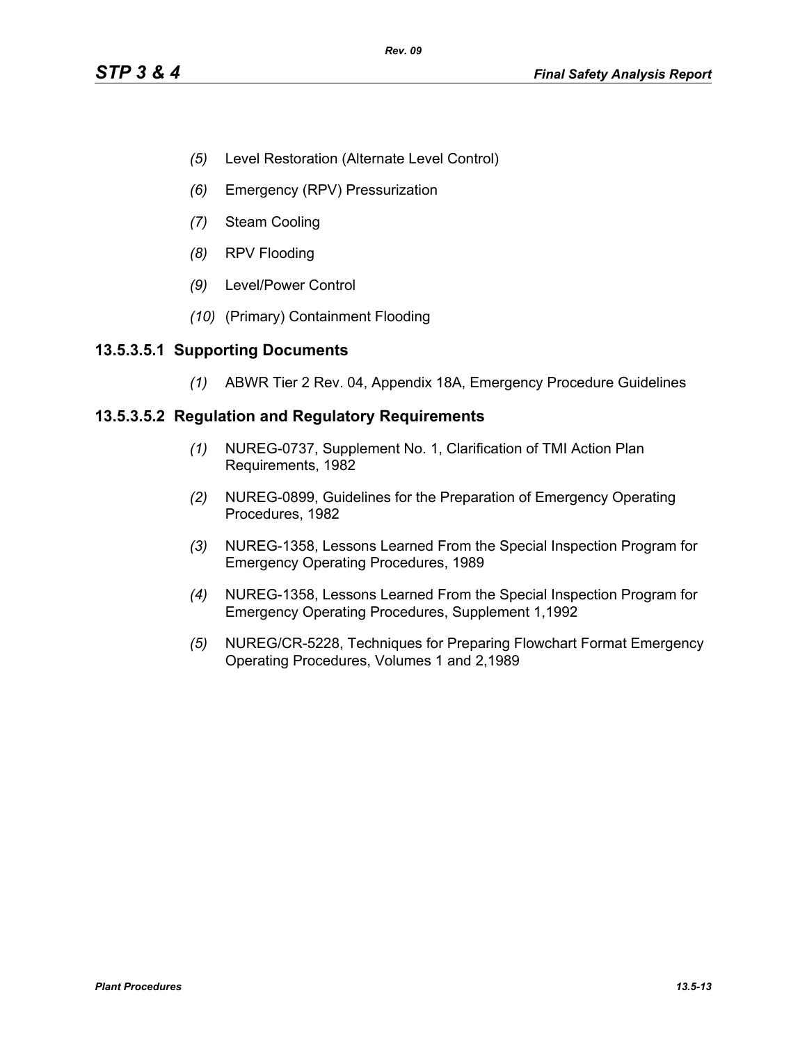*(5)* Level Restoration (Alternate Level Control)

*(6)* Emergency (RPV) Pressurization

*(7)* Steam Cooling

*(8)* RPV Flooding

*(9)* Level/Power Control

*(10)* (Primary) Containment Flooding

### 13.5.3.5.1 Supporting Documents

*(1)* ABWR Tier 2 Rev. 04, Appendix 18A, Emergency Procedure Guidelines

### 13.5.3.5.2 Regulation and Regulatory Requirements

*(1)* NUREG-0737, Supplement No. 1, Clarification of TMI Action Plan Requirements, 1982

*(2)* NUREG-0899, Guidelines for the Preparation of Emergency Operating Procedures, 1982

*(3)* NUREG-1358, Lessons Learned From the Special Inspection Program for Emergency Operating Procedures, 1989

*(4)* NUREG-1358, Lessons Learned From the Special Inspection Program for Emergency Operating Procedures, Supplement 1,1992

*(5)* NUREG/CR-5228, Techniques for Preparing Flowchart Format Emergency Operating Procedures, Volumes 1 and 2,1989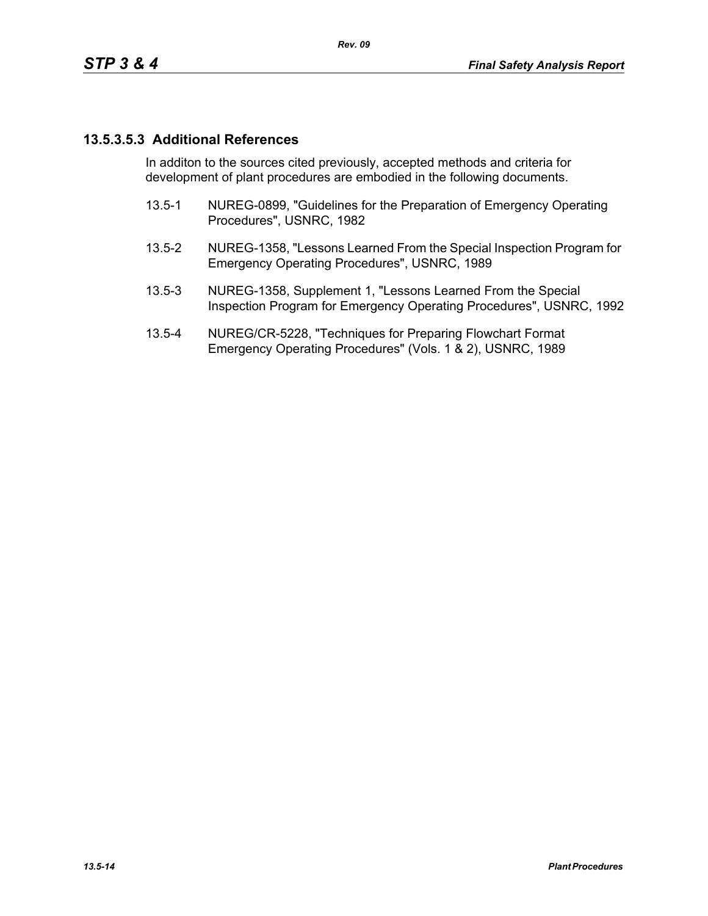### 13.5.3.5.3 Additional References

In additon to the sources cited previously, accepted methods and criteria for development of plant procedures are embodied in the following documents.

13.5-1 NUREG-0899, "Guidelines for the Preparation of Emergency Operating Procedures", USNRC, 1982

13.5-2 NUREG-1358, "Lessons Learned From the Special Inspection Program for Emergency Operating Procedures", USNRC, 1989

13.5-3 NUREG-1358, Supplement 1, "Lessons Learned From the Special Inspection Program for Emergency Operating Procedures", USNRC, 1992

13.5-4 NUREG/CR-5228, "Techniques for Preparing Flowchart Format Emergency Operating Procedures" (Vols. 1 & 2), USNRC, 1989